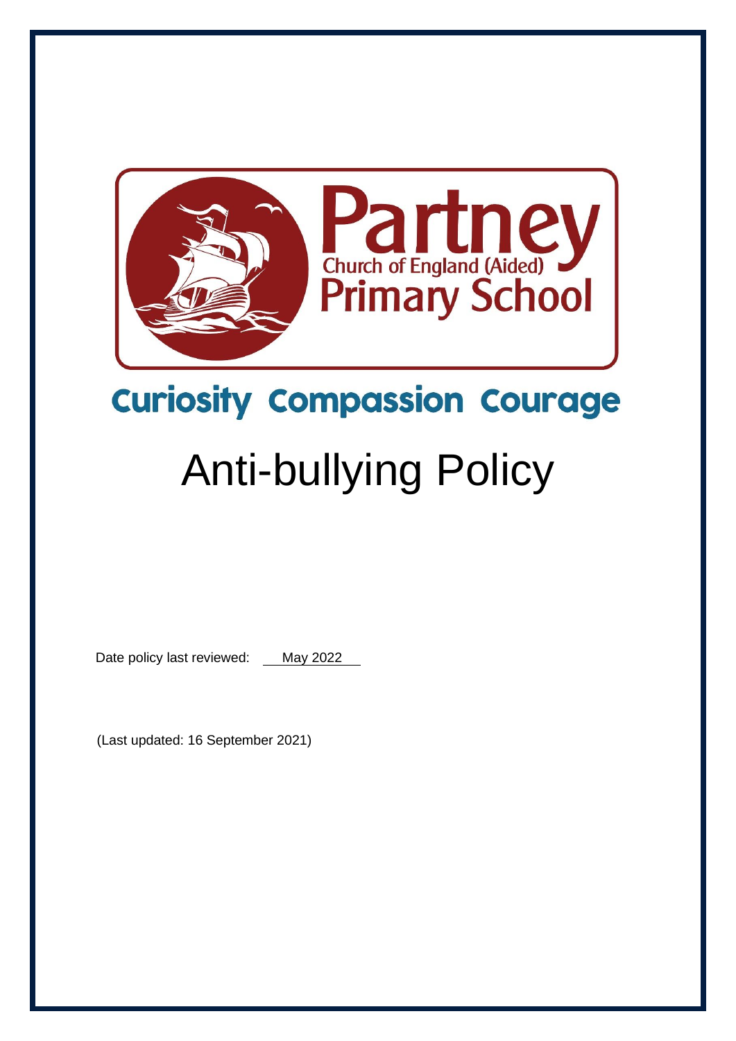Partney
Church of England (Aided)
Primary School

Curiosity Compassion Courage

# Anti-bullying Policy

Date policy last reviewed: May 2022

(Last updated: 16 September 2021)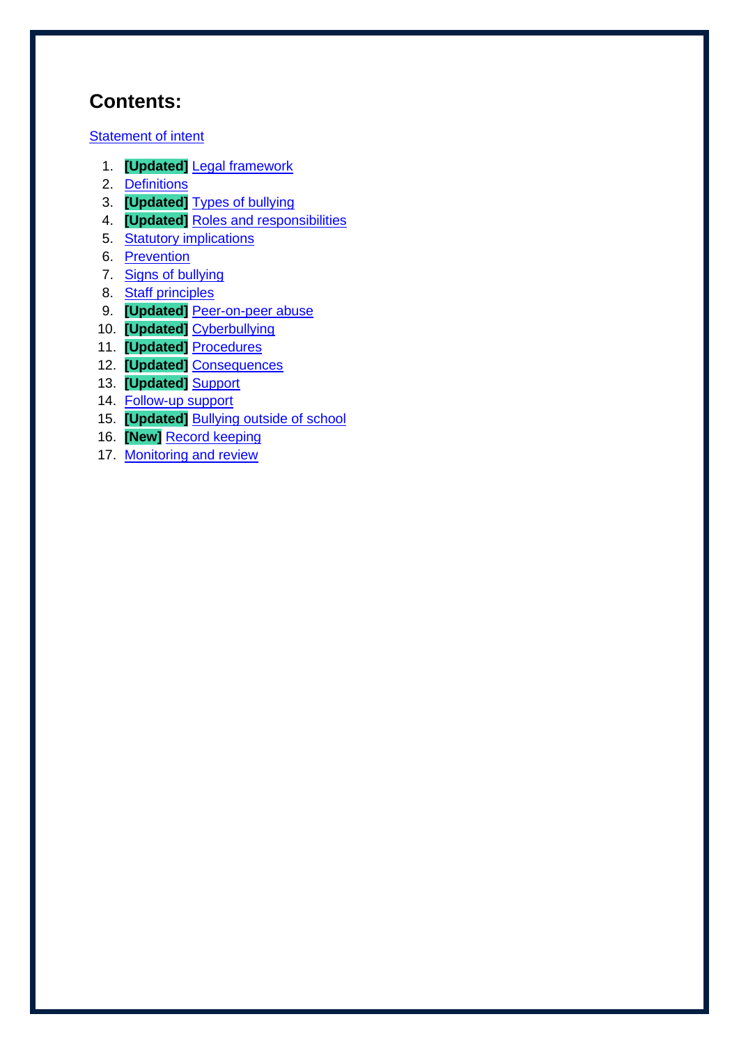## Contents:

Statement of intent

1. **[Updated]** Legal framework
2. Definitions
3. **[Updated]** Types of bullying
4. **[Updated]** Roles and responsibilities
5. Statutory implications
6. Prevention
7. Signs of bullying
8. Staff principles
9. **[Updated]** Peer-on-peer abuse
10. **[Updated]** Cyberbullying
11. **[Updated]** Procedures
12. **[Updated]** Consequences
13. **[Updated]** Support
14. Follow-up support
15. **[Updated]** Bullying outside of school
16. **[New]** Record keeping
17. Monitoring and review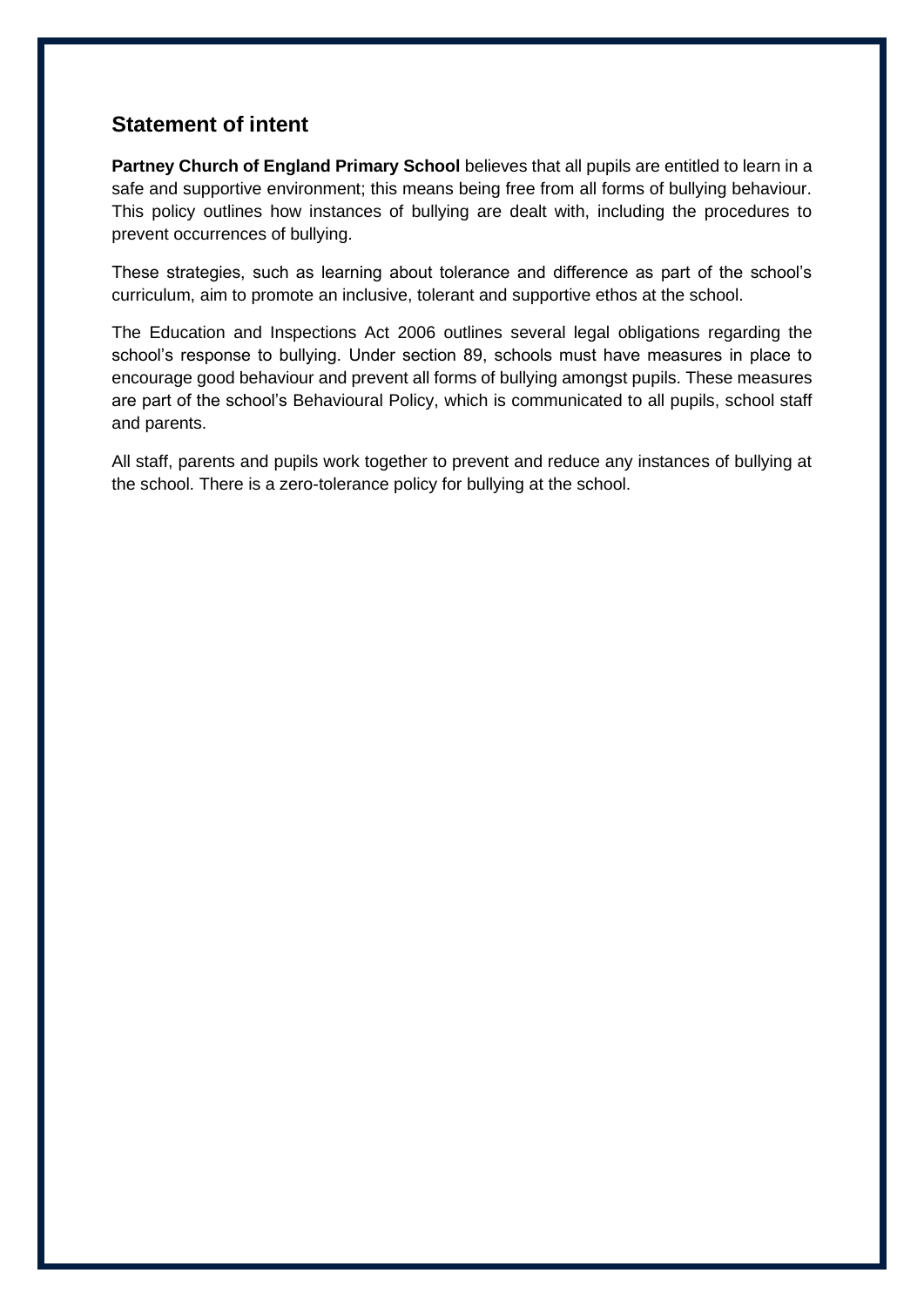## Statement of intent

**Partney Church of England Primary School** believes that all pupils are entitled to learn in a safe and supportive environment; this means being free from all forms of bullying behaviour. This policy outlines how instances of bullying are dealt with, including the procedures to prevent occurrences of bullying.

These strategies, such as learning about tolerance and difference as part of the school's curriculum, aim to promote an inclusive, tolerant and supportive ethos at the school.

The Education and Inspections Act 2006 outlines several legal obligations regarding the school's response to bullying. Under section 89, schools must have measures in place to encourage good behaviour and prevent all forms of bullying amongst pupils. These measures are part of the school's Behavioural Policy, which is communicated to all pupils, school staff and parents.

All staff, parents and pupils work together to prevent and reduce any instances of bullying at the school. There is a zero-tolerance policy for bullying at the school.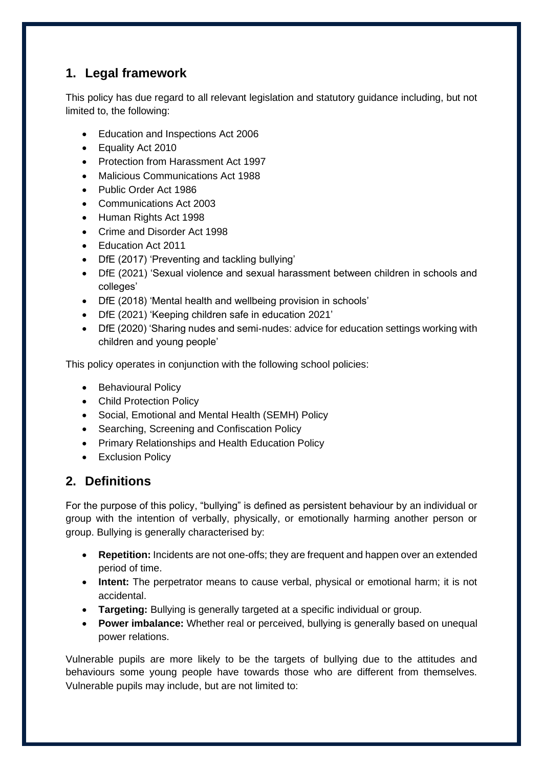## 1. Legal framework

This policy has due regard to all relevant legislation and statutory guidance including, but not limited to, the following:

- Education and Inspections Act 2006
- Equality Act 2010
- Protection from Harassment Act 1997
- Malicious Communications Act 1988
- Public Order Act 1986
- Communications Act 2003
- Human Rights Act 1998
- Crime and Disorder Act 1998
- Education Act 2011
- DfE (2017) 'Preventing and tackling bullying'
- DfE (2021) 'Sexual violence and sexual harassment between children in schools and colleges'
- DfE (2018) 'Mental health and wellbeing provision in schools'
- DfE (2021) 'Keeping children safe in education 2021'
- DfE (2020) 'Sharing nudes and semi-nudes: advice for education settings working with children and young people'

This policy operates in conjunction with the following school policies:

- Behavioural Policy
- Child Protection Policy
- Social, Emotional and Mental Health (SEMH) Policy
- Searching, Screening and Confiscation Policy
- Primary Relationships and Health Education Policy
- Exclusion Policy

## 2. Definitions

For the purpose of this policy, "bullying" is defined as persistent behaviour by an individual or group with the intention of verbally, physically, or emotionally harming another person or group. Bullying is generally characterised by:

- **Repetition:** Incidents are not one-offs; they are frequent and happen over an extended period of time.
- **Intent:** The perpetrator means to cause verbal, physical or emotional harm; it is not accidental.
- **Targeting:** Bullying is generally targeted at a specific individual or group.
- **Power imbalance:** Whether real or perceived, bullying is generally based on unequal power relations.

Vulnerable pupils are more likely to be the targets of bullying due to the attitudes and behaviours some young people have towards those who are different from themselves. Vulnerable pupils may include, but are not limited to: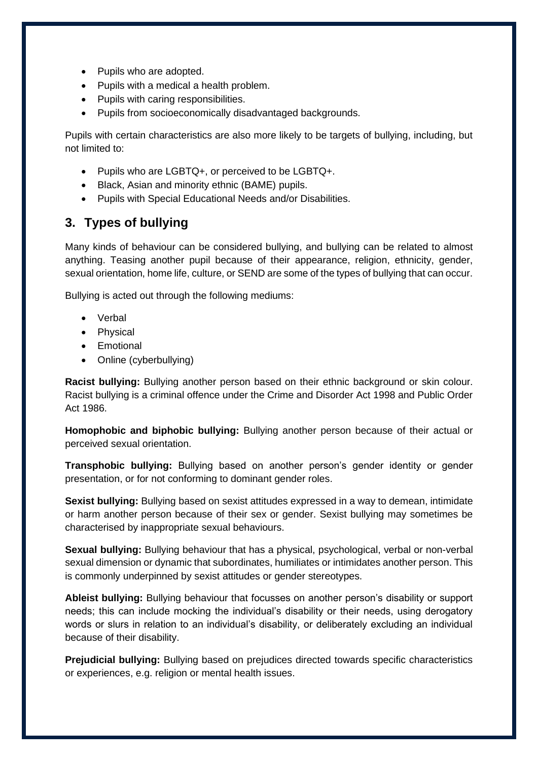- Pupils who are adopted.
- Pupils with a medical a health problem.
- Pupils with caring responsibilities.
- Pupils from socioeconomically disadvantaged backgrounds.

Pupils with certain characteristics are also more likely to be targets of bullying, including, but not limited to:

- Pupils who are LGBTQ+, or perceived to be LGBTQ+.
- Black, Asian and minority ethnic (BAME) pupils.
- Pupils with Special Educational Needs and/or Disabilities.

## 3. Types of bullying

Many kinds of behaviour can be considered bullying, and bullying can be related to almost anything. Teasing another pupil because of their appearance, religion, ethnicity, gender, sexual orientation, home life, culture, or SEND are some of the types of bullying that can occur.

Bullying is acted out through the following mediums:

- Verbal
- Physical
- Emotional
- Online (cyberbullying)

**Racist bullying:** Bullying another person based on their ethnic background or skin colour. Racist bullying is a criminal offence under the Crime and Disorder Act 1998 and Public Order Act 1986.

**Homophobic and biphobic bullying:** Bullying another person because of their actual or perceived sexual orientation.

**Transphobic bullying:** Bullying based on another person's gender identity or gender presentation, or for not conforming to dominant gender roles.

**Sexist bullying:** Bullying based on sexist attitudes expressed in a way to demean, intimidate or harm another person because of their sex or gender. Sexist bullying may sometimes be characterised by inappropriate sexual behaviours.

**Sexual bullying:** Bullying behaviour that has a physical, psychological, verbal or non-verbal sexual dimension or dynamic that subordinates, humiliates or intimidates another person. This is commonly underpinned by sexist attitudes or gender stereotypes.

**Ableist bullying:** Bullying behaviour that focusses on another person's disability or support needs; this can include mocking the individual's disability or their needs, using derogatory words or slurs in relation to an individual's disability, or deliberately excluding an individual because of their disability.

**Prejudicial bullying:** Bullying based on prejudices directed towards specific characteristics or experiences, e.g. religion or mental health issues.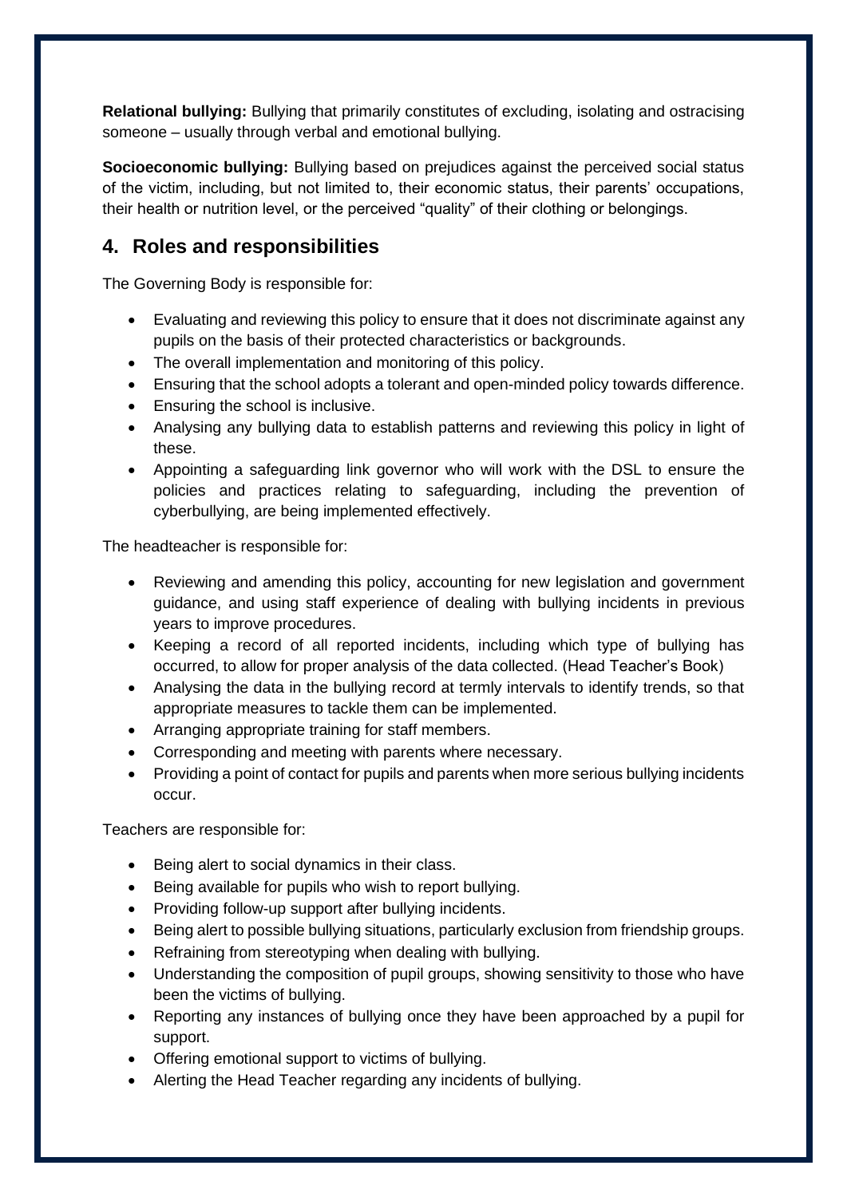**Relational bullying:** Bullying that primarily constitutes of excluding, isolating and ostracising someone – usually through verbal and emotional bullying.

**Socioeconomic bullying:** Bullying based on prejudices against the perceived social status of the victim, including, but not limited to, their economic status, their parents' occupations, their health or nutrition level, or the perceived "quality" of their clothing or belongings.

## 4. Roles and responsibilities

The Governing Body is responsible for:

- Evaluating and reviewing this policy to ensure that it does not discriminate against any pupils on the basis of their protected characteristics or backgrounds.
- The overall implementation and monitoring of this policy.
- Ensuring that the school adopts a tolerant and open-minded policy towards difference.
- Ensuring the school is inclusive.
- Analysing any bullying data to establish patterns and reviewing this policy in light of these.
- Appointing a safeguarding link governor who will work with the DSL to ensure the policies and practices relating to safeguarding, including the prevention of cyberbullying, are being implemented effectively.

The headteacher is responsible for:

- Reviewing and amending this policy, accounting for new legislation and government guidance, and using staff experience of dealing with bullying incidents in previous years to improve procedures.
- Keeping a record of all reported incidents, including which type of bullying has occurred, to allow for proper analysis of the data collected. (Head Teacher's Book)
- Analysing the data in the bullying record at termly intervals to identify trends, so that appropriate measures to tackle them can be implemented.
- Arranging appropriate training for staff members.
- Corresponding and meeting with parents where necessary.
- Providing a point of contact for pupils and parents when more serious bullying incidents occur.

Teachers are responsible for:

- Being alert to social dynamics in their class.
- Being available for pupils who wish to report bullying.
- Providing follow-up support after bullying incidents.
- Being alert to possible bullying situations, particularly exclusion from friendship groups.
- Refraining from stereotyping when dealing with bullying.
- Understanding the composition of pupil groups, showing sensitivity to those who have been the victims of bullying.
- Reporting any instances of bullying once they have been approached by a pupil for support.
- Offering emotional support to victims of bullying.
- Alerting the Head Teacher regarding any incidents of bullying.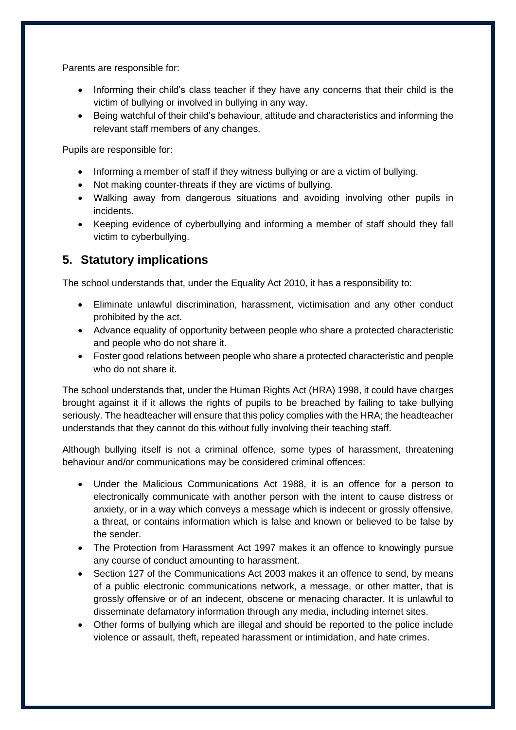Parents are responsible for:

- Informing their child's class teacher if they have any concerns that their child is the victim of bullying or involved in bullying in any way.
- Being watchful of their child's behaviour, attitude and characteristics and informing the relevant staff members of any changes.

Pupils are responsible for:

- Informing a member of staff if they witness bullying or are a victim of bullying.
- Not making counter-threats if they are victims of bullying.
- Walking away from dangerous situations and avoiding involving other pupils in incidents.
- Keeping evidence of cyberbullying and informing a member of staff should they fall victim to cyberbullying.

## 5. Statutory implications

The school understands that, under the Equality Act 2010, it has a responsibility to:

- Eliminate unlawful discrimination, harassment, victimisation and any other conduct prohibited by the act.
- Advance equality of opportunity between people who share a protected characteristic and people who do not share it.
- Foster good relations between people who share a protected characteristic and people who do not share it.

The school understands that, under the Human Rights Act (HRA) 1998, it could have charges brought against it if it allows the rights of pupils to be breached by failing to take bullying seriously. The headteacher will ensure that this policy complies with the HRA; the headteacher understands that they cannot do this without fully involving their teaching staff.

Although bullying itself is not a criminal offence, some types of harassment, threatening behaviour and/or communications may be considered criminal offences:

- Under the Malicious Communications Act 1988, it is an offence for a person to electronically communicate with another person with the intent to cause distress or anxiety, or in a way which conveys a message which is indecent or grossly offensive, a threat, or contains information which is false and known or believed to be false by the sender.
- The Protection from Harassment Act 1997 makes it an offence to knowingly pursue any course of conduct amounting to harassment.
- Section 127 of the Communications Act 2003 makes it an offence to send, by means of a public electronic communications network, a message, or other matter, that is grossly offensive or of an indecent, obscene or menacing character. It is unlawful to disseminate defamatory information through any media, including internet sites.
- Other forms of bullying which are illegal and should be reported to the police include violence or assault, theft, repeated harassment or intimidation, and hate crimes.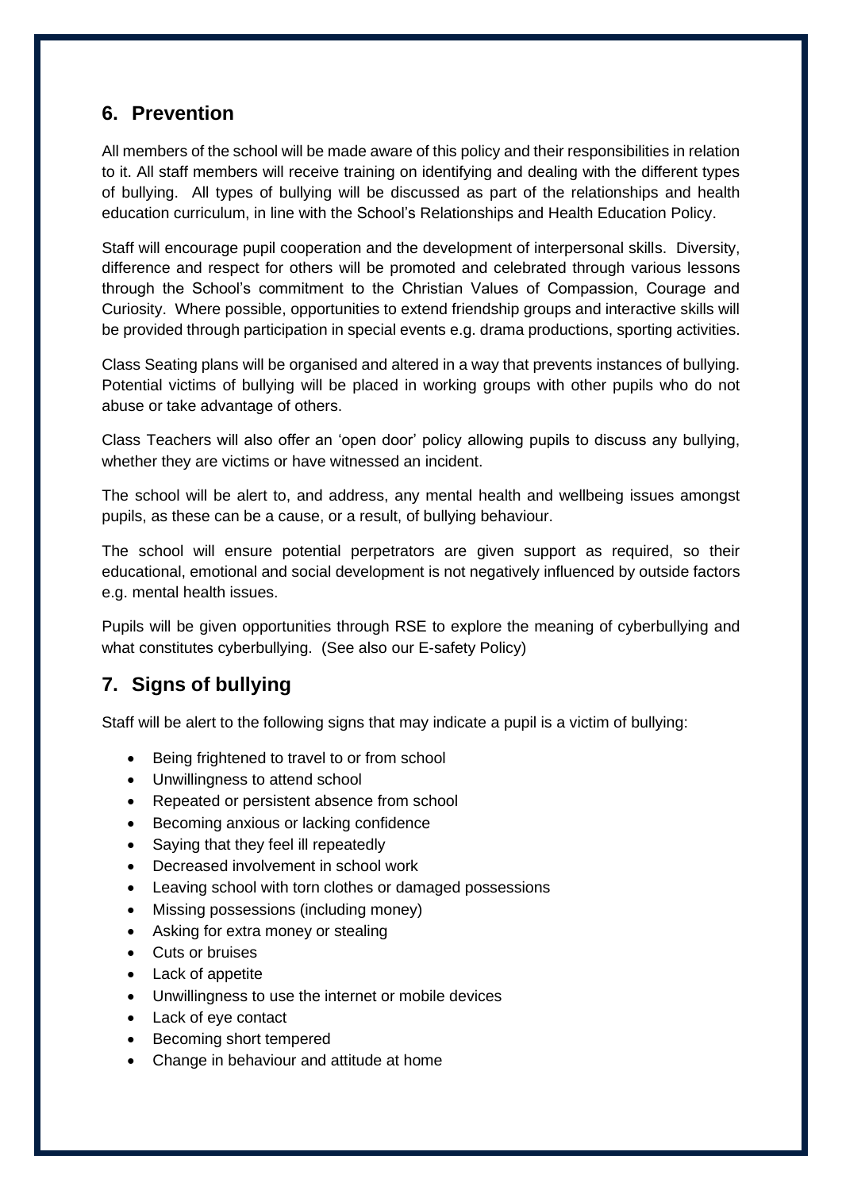## 6. Prevention

All members of the school will be made aware of this policy and their responsibilities in relation to it. All staff members will receive training on identifying and dealing with the different types of bullying. All types of bullying will be discussed as part of the relationships and health education curriculum, in line with the School's Relationships and Health Education Policy.

Staff will encourage pupil cooperation and the development of interpersonal skills. Diversity, difference and respect for others will be promoted and celebrated through various lessons through the School's commitment to the Christian Values of Compassion, Courage and Curiosity. Where possible, opportunities to extend friendship groups and interactive skills will be provided through participation in special events e.g. drama productions, sporting activities.

Class Seating plans will be organised and altered in a way that prevents instances of bullying. Potential victims of bullying will be placed in working groups with other pupils who do not abuse or take advantage of others.

Class Teachers will also offer an 'open door' policy allowing pupils to discuss any bullying, whether they are victims or have witnessed an incident.

The school will be alert to, and address, any mental health and wellbeing issues amongst pupils, as these can be a cause, or a result, of bullying behaviour.

The school will ensure potential perpetrators are given support as required, so their educational, emotional and social development is not negatively influenced by outside factors e.g. mental health issues.

Pupils will be given opportunities through RSE to explore the meaning of cyberbullying and what constitutes cyberbullying. (See also our E-safety Policy)

## 7. Signs of bullying

Staff will be alert to the following signs that may indicate a pupil is a victim of bullying:

- Being frightened to travel to or from school
- Unwillingness to attend school
- Repeated or persistent absence from school
- Becoming anxious or lacking confidence
- Saying that they feel ill repeatedly
- Decreased involvement in school work
- Leaving school with torn clothes or damaged possessions
- Missing possessions (including money)
- Asking for extra money or stealing
- Cuts or bruises
- Lack of appetite
- Unwillingness to use the internet or mobile devices
- Lack of eye contact
- Becoming short tempered
- Change in behaviour and attitude at home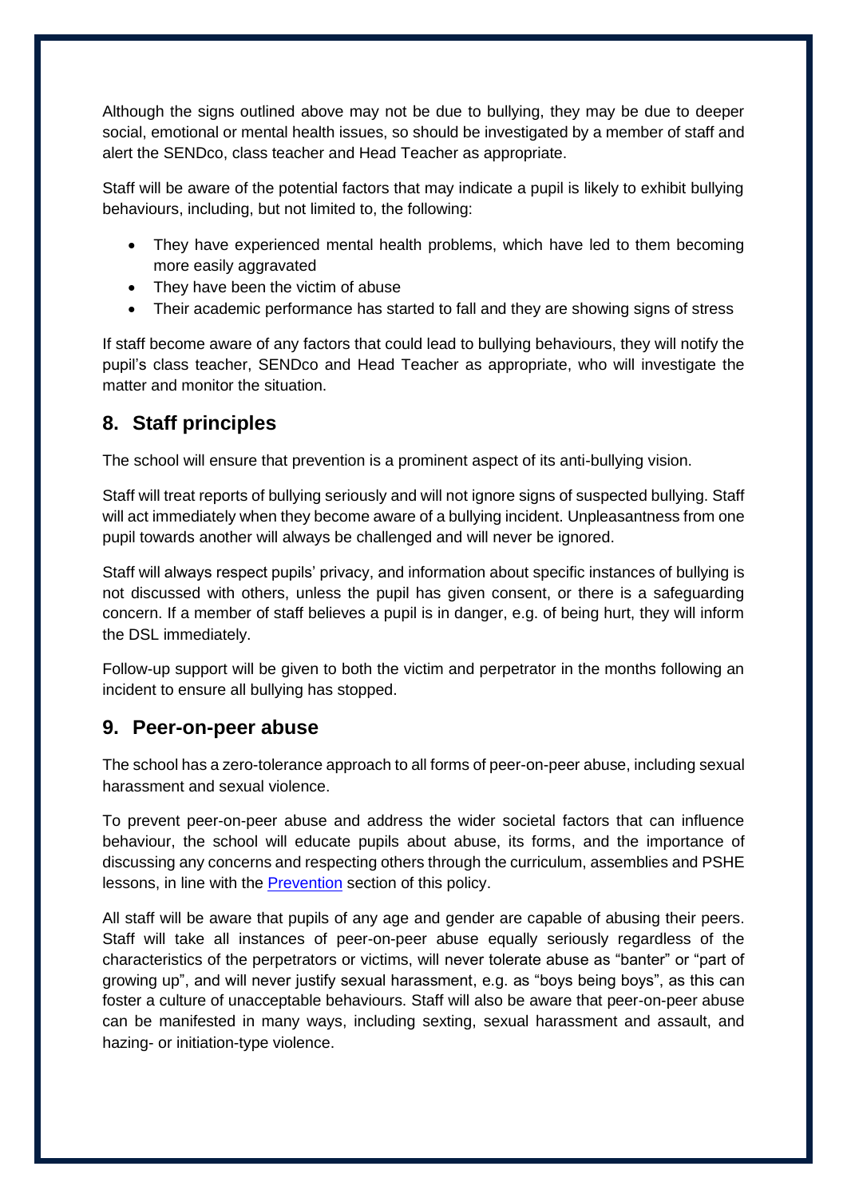Although the signs outlined above may not be due to bullying, they may be due to deeper social, emotional or mental health issues, so should be investigated by a member of staff and alert the SENDco, class teacher and Head Teacher as appropriate.

Staff will be aware of the potential factors that may indicate a pupil is likely to exhibit bullying behaviours, including, but not limited to, the following:

- They have experienced mental health problems, which have led to them becoming more easily aggravated
- They have been the victim of abuse
- Their academic performance has started to fall and they are showing signs of stress

If staff become aware of any factors that could lead to bullying behaviours, they will notify the pupil's class teacher, SENDco and Head Teacher as appropriate, who will investigate the matter and monitor the situation.

## 8. Staff principles

The school will ensure that prevention is a prominent aspect of its anti-bullying vision.

Staff will treat reports of bullying seriously and will not ignore signs of suspected bullying. Staff will act immediately when they become aware of a bullying incident. Unpleasantness from one pupil towards another will always be challenged and will never be ignored.

Staff will always respect pupils' privacy, and information about specific instances of bullying is not discussed with others, unless the pupil has given consent, or there is a safeguarding concern. If a member of staff believes a pupil is in danger, e.g. of being hurt, they will inform the DSL immediately.

Follow-up support will be given to both the victim and perpetrator in the months following an incident to ensure all bullying has stopped.

## 9. Peer-on-peer abuse

The school has a zero-tolerance approach to all forms of peer-on-peer abuse, including sexual harassment and sexual violence.

To prevent peer-on-peer abuse and address the wider societal factors that can influence behaviour, the school will educate pupils about abuse, its forms, and the importance of discussing any concerns and respecting others through the curriculum, assemblies and PSHE lessons, in line with the Prevention section of this policy.

All staff will be aware that pupils of any age and gender are capable of abusing their peers. Staff will take all instances of peer-on-peer abuse equally seriously regardless of the characteristics of the perpetrators or victims, will never tolerate abuse as "banter" or "part of growing up", and will never justify sexual harassment, e.g. as "boys being boys", as this can foster a culture of unacceptable behaviours. Staff will also be aware that peer-on-peer abuse can be manifested in many ways, including sexting, sexual harassment and assault, and hazing- or initiation-type violence.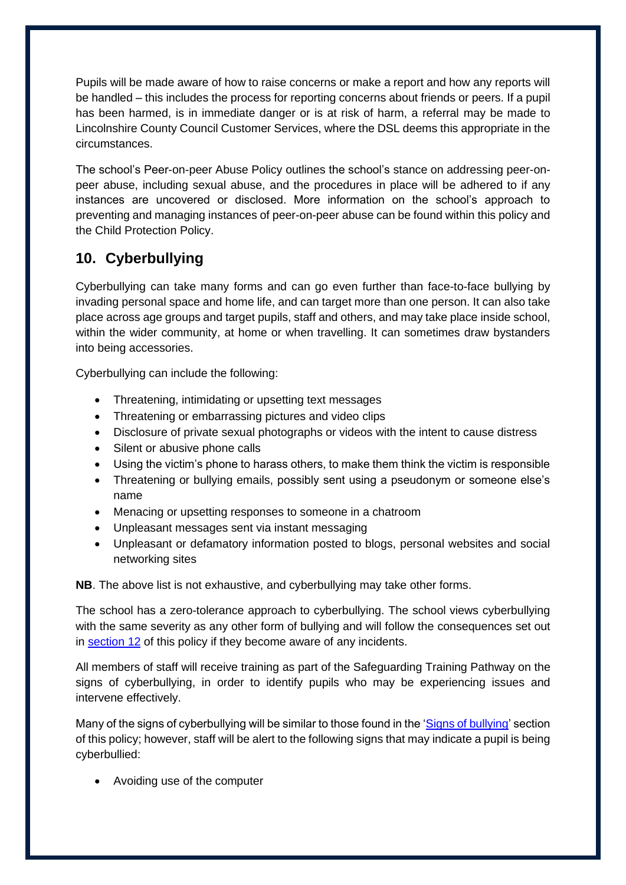Pupils will be made aware of how to raise concerns or make a report and how any reports will be handled – this includes the process for reporting concerns about friends or peers. If a pupil has been harmed, is in immediate danger or is at risk of harm, a referral may be made to Lincolnshire County Council Customer Services, where the DSL deems this appropriate in the circumstances.

The school's Peer-on-peer Abuse Policy outlines the school's stance on addressing peer-on-peer abuse, including sexual abuse, and the procedures in place will be adhered to if any instances are uncovered or disclosed. More information on the school's approach to preventing and managing instances of peer-on-peer abuse can be found within this policy and the Child Protection Policy.

## 10. Cyberbullying

Cyberbullying can take many forms and can go even further than face-to-face bullying by invading personal space and home life, and can target more than one person. It can also take place across age groups and target pupils, staff and others, and may take place inside school, within the wider community, at home or when travelling. It can sometimes draw bystanders into being accessories.

Cyberbullying can include the following:

- Threatening, intimidating or upsetting text messages
- Threatening or embarrassing pictures and video clips
- Disclosure of private sexual photographs or videos with the intent to cause distress
- Silent or abusive phone calls
- Using the victim's phone to harass others, to make them think the victim is responsible
- Threatening or bullying emails, possibly sent using a pseudonym or someone else's name
- Menacing or upsetting responses to someone in a chatroom
- Unpleasant messages sent via instant messaging
- Unpleasant or defamatory information posted to blogs, personal websites and social networking sites

**NB**. The above list is not exhaustive, and cyberbullying may take other forms.

The school has a zero-tolerance approach to cyberbullying. The school views cyberbullying with the same severity as any other form of bullying and will follow the consequences set out in section 12 of this policy if they become aware of any incidents.

All members of staff will receive training as part of the Safeguarding Training Pathway on the signs of cyberbullying, in order to identify pupils who may be experiencing issues and intervene effectively.

Many of the signs of cyberbullying will be similar to those found in the 'Signs of bullying' section of this policy; however, staff will be alert to the following signs that may indicate a pupil is being cyberbullied:

- Avoiding use of the computer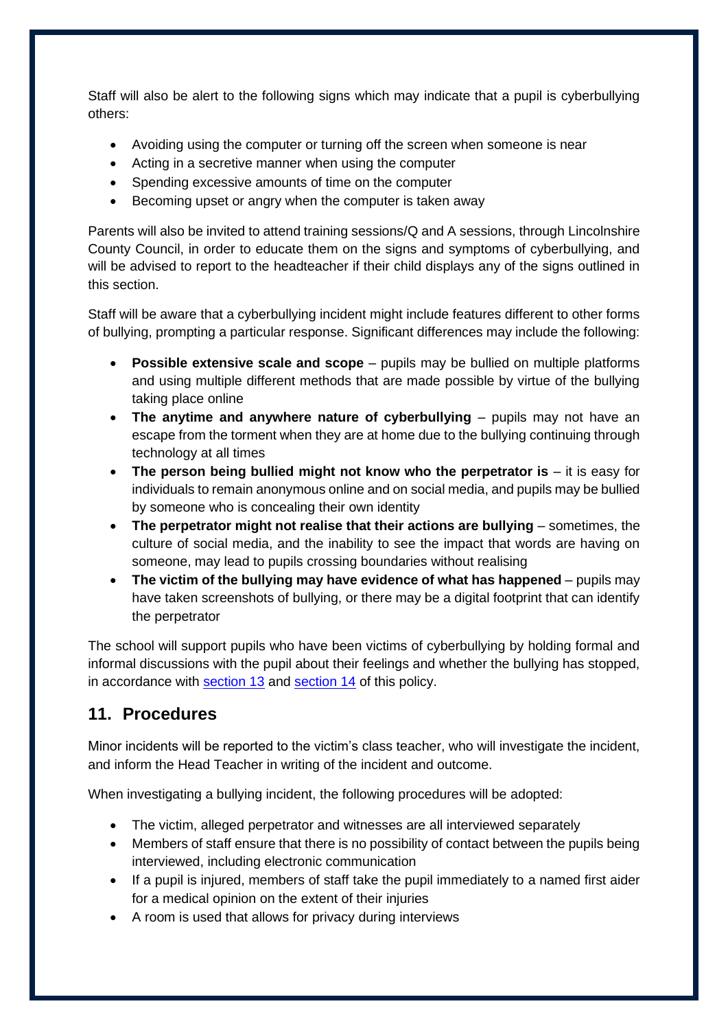Staff will also be alert to the following signs which may indicate that a pupil is cyberbullying others:

- Avoiding using the computer or turning off the screen when someone is near
- Acting in a secretive manner when using the computer
- Spending excessive amounts of time on the computer
- Becoming upset or angry when the computer is taken away

Parents will also be invited to attend training sessions/Q and A sessions, through Lincolnshire County Council, in order to educate them on the signs and symptoms of cyberbullying, and will be advised to report to the headteacher if their child displays any of the signs outlined in this section.

Staff will be aware that a cyberbullying incident might include features different to other forms of bullying, prompting a particular response. Significant differences may include the following:

- **Possible extensive scale and scope** – pupils may be bullied on multiple platforms and using multiple different methods that are made possible by virtue of the bullying taking place online
- **The anytime and anywhere nature of cyberbullying** – pupils may not have an escape from the torment when they are at home due to the bullying continuing through technology at all times
- **The person being bullied might not know who the perpetrator is** – it is easy for individuals to remain anonymous online and on social media, and pupils may be bullied by someone who is concealing their own identity
- **The perpetrator might not realise that their actions are bullying** – sometimes, the culture of social media, and the inability to see the impact that words are having on someone, may lead to pupils crossing boundaries without realising
- **The victim of the bullying may have evidence of what has happened** – pupils may have taken screenshots of bullying, or there may be a digital footprint that can identify the perpetrator

The school will support pupils who have been victims of cyberbullying by holding formal and informal discussions with the pupil about their feelings and whether the bullying has stopped, in accordance with section 13 and section 14 of this policy.

## 11. Procedures

Minor incidents will be reported to the victim's class teacher, who will investigate the incident, and inform the Head Teacher in writing of the incident and outcome.

When investigating a bullying incident, the following procedures will be adopted:

- The victim, alleged perpetrator and witnesses are all interviewed separately
- Members of staff ensure that there is no possibility of contact between the pupils being interviewed, including electronic communication
- If a pupil is injured, members of staff take the pupil immediately to a named first aider for a medical opinion on the extent of their injuries
- A room is used that allows for privacy during interviews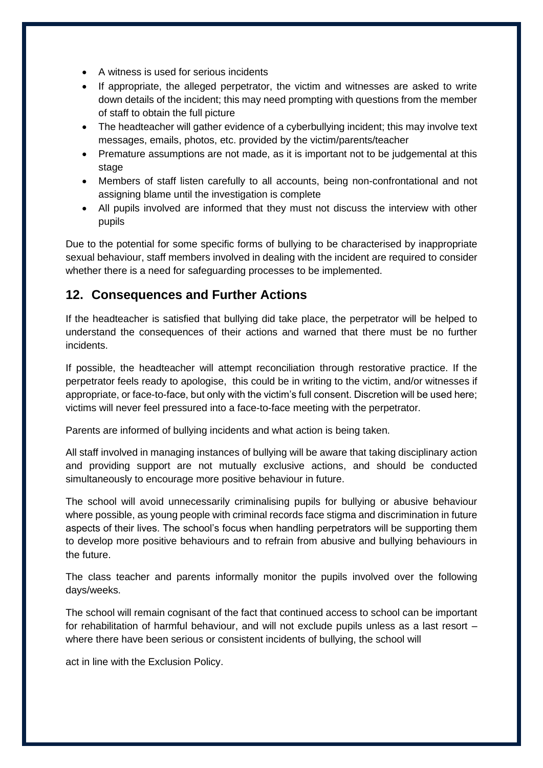- A witness is used for serious incidents
- If appropriate, the alleged perpetrator, the victim and witnesses are asked to write down details of the incident; this may need prompting with questions from the member of staff to obtain the full picture
- The headteacher will gather evidence of a cyberbullying incident; this may involve text messages, emails, photos, etc. provided by the victim/parents/teacher
- Premature assumptions are not made, as it is important not to be judgemental at this stage
- Members of staff listen carefully to all accounts, being non-confrontational and not assigning blame until the investigation is complete
- All pupils involved are informed that they must not discuss the interview with other pupils

Due to the potential for some specific forms of bullying to be characterised by inappropriate sexual behaviour, staff members involved in dealing with the incident are required to consider whether there is a need for safeguarding processes to be implemented.

## 12. Consequences and Further Actions

If the headteacher is satisfied that bullying did take place, the perpetrator will be helped to understand the consequences of their actions and warned that there must be no further incidents.

If possible, the headteacher will attempt reconciliation through restorative practice. If the perpetrator feels ready to apologise, this could be in writing to the victim, and/or witnesses if appropriate, or face-to-face, but only with the victim's full consent. Discretion will be used here; victims will never feel pressured into a face-to-face meeting with the perpetrator.

Parents are informed of bullying incidents and what action is being taken.

All staff involved in managing instances of bullying will be aware that taking disciplinary action and providing support are not mutually exclusive actions, and should be conducted simultaneously to encourage more positive behaviour in future.

The school will avoid unnecessarily criminalising pupils for bullying or abusive behaviour where possible, as young people with criminal records face stigma and discrimination in future aspects of their lives. The school's focus when handling perpetrators will be supporting them to develop more positive behaviours and to refrain from abusive and bullying behaviours in the future.

The class teacher and parents informally monitor the pupils involved over the following days/weeks.

The school will remain cognisant of the fact that continued access to school can be important for rehabilitation of harmful behaviour, and will not exclude pupils unless as a last resort – where there have been serious or consistent incidents of bullying, the school will act in line with the Exclusion Policy.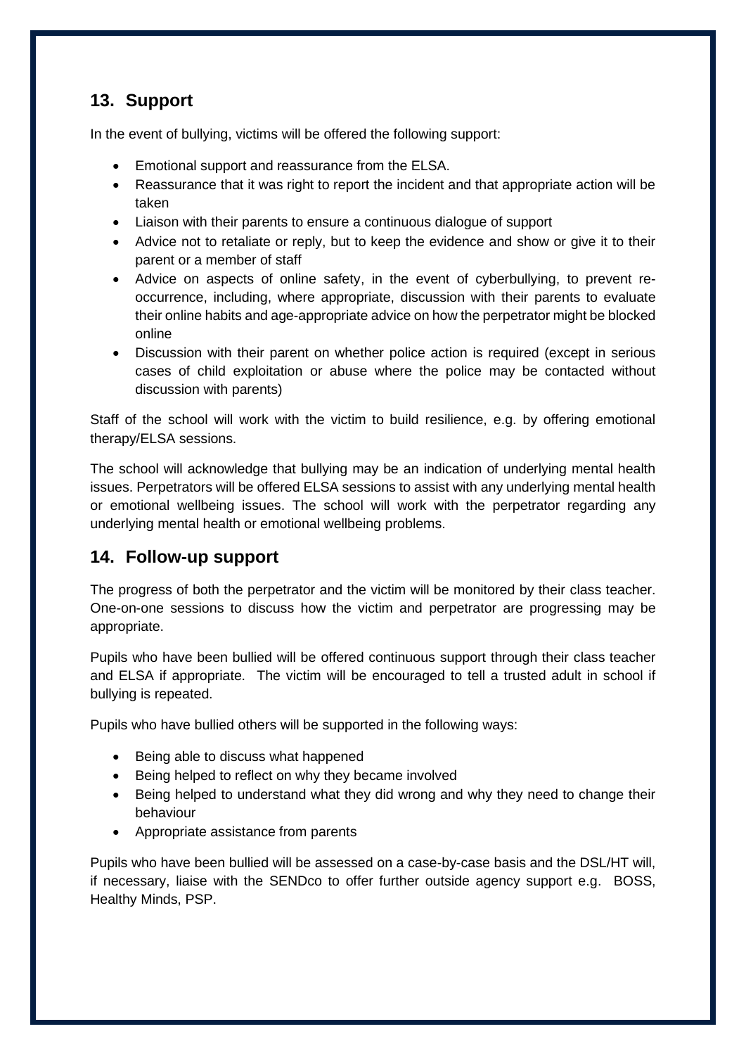## 13. Support

In the event of bullying, victims will be offered the following support:

- Emotional support and reassurance from the ELSA.
- Reassurance that it was right to report the incident and that appropriate action will be taken
- Liaison with their parents to ensure a continuous dialogue of support
- Advice not to retaliate or reply, but to keep the evidence and show or give it to their parent or a member of staff
- Advice on aspects of online safety, in the event of cyberbullying, to prevent re-occurrence, including, where appropriate, discussion with their parents to evaluate their online habits and age-appropriate advice on how the perpetrator might be blocked online
- Discussion with their parent on whether police action is required (except in serious cases of child exploitation or abuse where the police may be contacted without discussion with parents)

Staff of the school will work with the victim to build resilience, e.g. by offering emotional therapy/ELSA sessions.

The school will acknowledge that bullying may be an indication of underlying mental health issues. Perpetrators will be offered ELSA sessions to assist with any underlying mental health or emotional wellbeing issues. The school will work with the perpetrator regarding any underlying mental health or emotional wellbeing problems.

## 14. Follow-up support

The progress of both the perpetrator and the victim will be monitored by their class teacher. One-on-one sessions to discuss how the victim and perpetrator are progressing may be appropriate.

Pupils who have been bullied will be offered continuous support through their class teacher and ELSA if appropriate. The victim will be encouraged to tell a trusted adult in school if bullying is repeated.

Pupils who have bullied others will be supported in the following ways:

- Being able to discuss what happened
- Being helped to reflect on why they became involved
- Being helped to understand what they did wrong and why they need to change their behaviour
- Appropriate assistance from parents

Pupils who have been bullied will be assessed on a case-by-case basis and the DSL/HT will, if necessary, liaise with the SENDco to offer further outside agency support e.g. BOSS, Healthy Minds, PSP.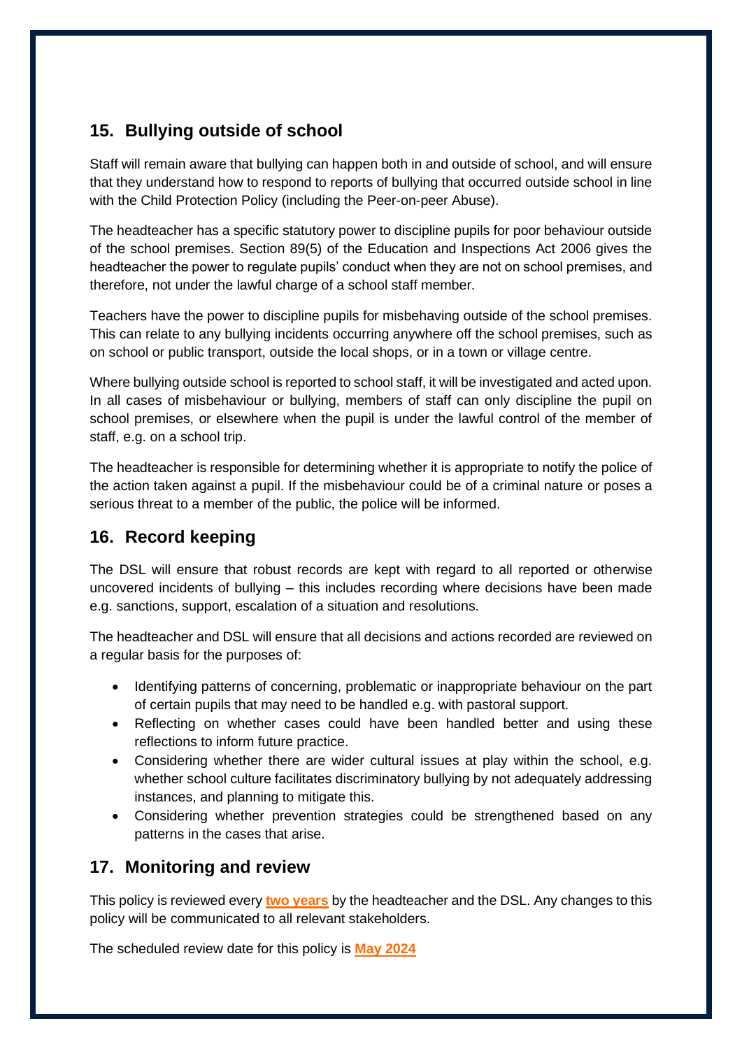## 15. Bullying outside of school

Staff will remain aware that bullying can happen both in and outside of school, and will ensure that they understand how to respond to reports of bullying that occurred outside school in line with the Child Protection Policy (including the Peer-on-peer Abuse).

The headteacher has a specific statutory power to discipline pupils for poor behaviour outside of the school premises. Section 89(5) of the Education and Inspections Act 2006 gives the headteacher the power to regulate pupils' conduct when they are not on school premises, and therefore, not under the lawful charge of a school staff member.

Teachers have the power to discipline pupils for misbehaving outside of the school premises. This can relate to any bullying incidents occurring anywhere off the school premises, such as on school or public transport, outside the local shops, or in a town or village centre.

Where bullying outside school is reported to school staff, it will be investigated and acted upon. In all cases of misbehaviour or bullying, members of staff can only discipline the pupil on school premises, or elsewhere when the pupil is under the lawful control of the member of staff, e.g. on a school trip.

The headteacher is responsible for determining whether it is appropriate to notify the police of the action taken against a pupil. If the misbehaviour could be of a criminal nature or poses a serious threat to a member of the public, the police will be informed.

## 16. Record keeping

The DSL will ensure that robust records are kept with regard to all reported or otherwise uncovered incidents of bullying – this includes recording where decisions have been made e.g. sanctions, support, escalation of a situation and resolutions.

The headteacher and DSL will ensure that all decisions and actions recorded are reviewed on a regular basis for the purposes of:

- Identifying patterns of concerning, problematic or inappropriate behaviour on the part of certain pupils that may need to be handled e.g. with pastoral support.
- Reflecting on whether cases could have been handled better and using these reflections to inform future practice.
- Considering whether there are wider cultural issues at play within the school, e.g. whether school culture facilitates discriminatory bullying by not adequately addressing instances, and planning to mitigate this.
- Considering whether prevention strategies could be strengthened based on any patterns in the cases that arise.

## 17. Monitoring and review

This policy is reviewed every **two years** by the headteacher and the DSL. Any changes to this policy will be communicated to all relevant stakeholders.

The scheduled review date for this policy is **May 2024**